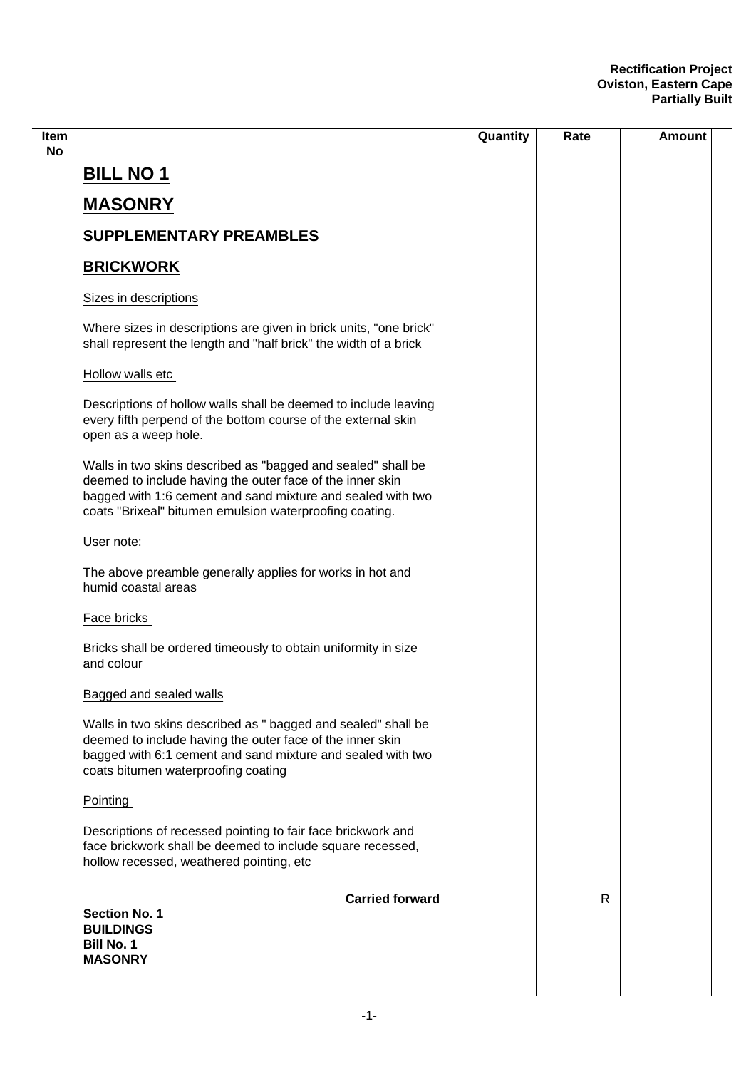**Rectification Project**
**Oviston, Eastern Cape**
**Partially Built**

| Item No | | Quantity | Rate | Amount |
|---|---|---|---|---|

# BILL NO 1

# MASONRY

## SUPPLEMENTARY PREAMBLES

## BRICKWORK

Sizes in descriptions

Where sizes in descriptions are given in brick units, "one brick" shall represent the length and "half brick" the width of a brick

Hollow walls etc

Descriptions of hollow walls shall be deemed to include leaving every fifth perpend of the bottom course of the external skin open as a weep hole.

Walls in two skins described as "bagged and sealed" shall be deemed to include having the outer face of the inner skin bagged with 1:6 cement and sand mixture and sealed with two coats "Brixeal" bitumen emulsion waterproofing coating.

User note:

The above preamble generally applies for works in hot and humid coastal areas

Face bricks

Bricks shall be ordered timeously to obtain uniformity in size and colour

Bagged and sealed walls

Walls in two skins described as " bagged and sealed" shall be deemed to include having the outer face of the inner skin bagged with 6:1 cement and sand mixture and sealed with two coats bitumen waterproofing coating

Pointing

Descriptions of recessed pointing to fair face brickwork and face brickwork shall be deemed to include square recessed, hollow recessed, weathered pointing, etc

| | | Quantity | Rate | Amount |
|---|---|---|---|---|
| | **Carried forward** | | R | |

**Section No. 1**
**BUILDINGS**
**Bill No. 1**
**MASONRY**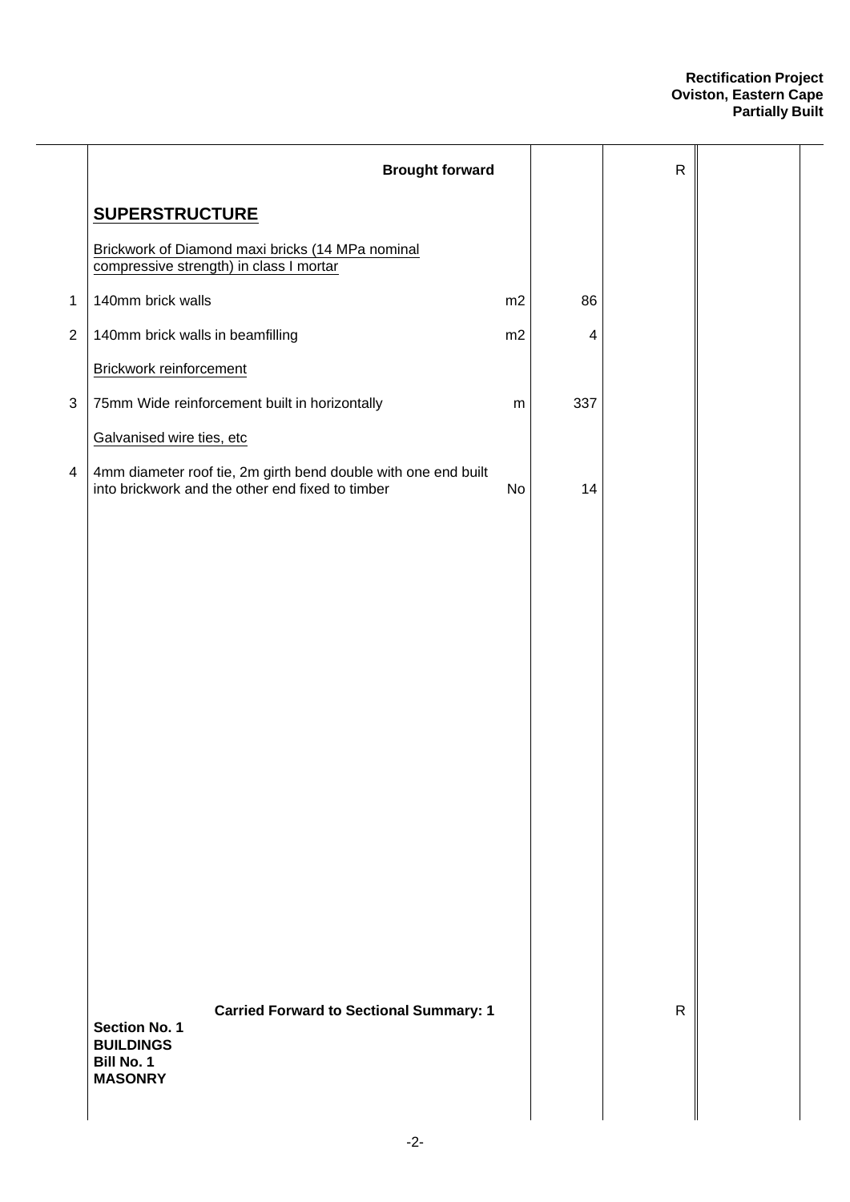**Rectification Project**
**Oviston, Eastern Cape**
**Partially Built**

| Item | Description | Unit | Qty | Rate | Amount |
|---|---|---|---|---|---|
| | **Brought forward** | | | R | |
| | **SUPERSTRUCTURE** | | | | |
| | Brickwork of Diamond maxi bricks (14 MPa nominal compressive strength) in class I mortar | | | | |
| 1 | 140mm brick walls | m2 | 86 | | |
| 2 | 140mm brick walls in beamfilling | m2 | 4 | | |
| | Brickwork reinforcement | | | | |
| 3 | 75mm Wide reinforcement built in horizontally | m | 337 | | |
| | Galvanised wire ties, etc | | | | |
| 4 | 4mm diameter roof tie, 2m girth bend double with one end built into brickwork and the other end fixed to timber | No | 14 | | |
| | **Carried Forward to Sectional Summary: 1** | | | R | |

**Section No. 1**
**BUILDINGS**
**Bill No. 1**
**MASONRY**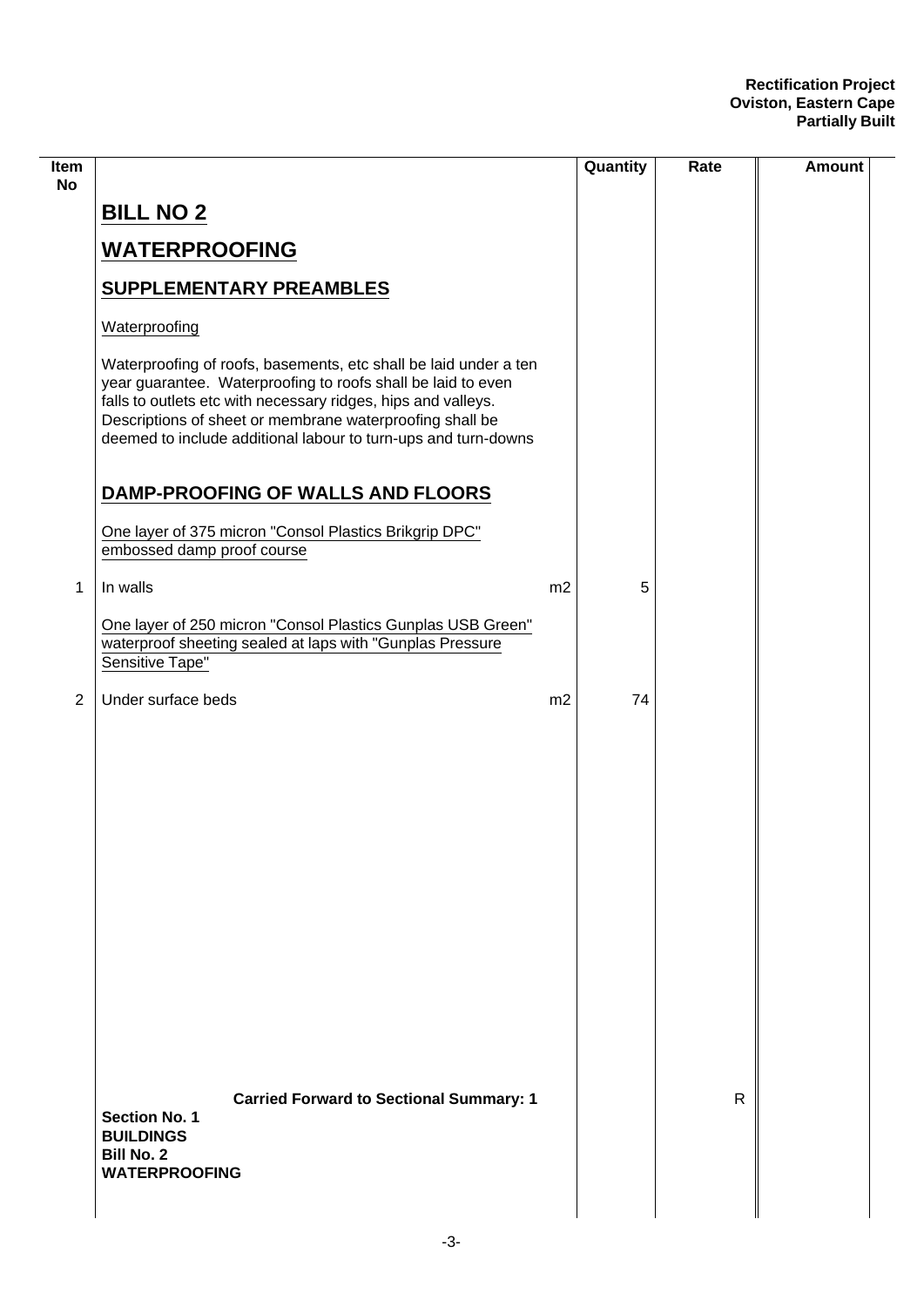| Item No | | | Quantity | Rate | Amount |
|---|---|---|---|---|---|
| | **BILL NO 2** | | | | |
| | **WATERPROOFING** | | | | |
| | **SUPPLEMENTARY PREAMBLES** | | | | |
| | Waterproofing | | | | |
| | Waterproofing of roofs, basements, etc shall be laid under a ten year guarantee. Waterproofing to roofs shall be laid to even falls to outlets etc with necessary ridges, hips and valleys. Descriptions of sheet or membrane waterproofing shall be deemed to include additional labour to turn-ups and turn-downs | | | | |
| | **DAMP-PROOFING OF WALLS AND FLOORS** | | | | |
| | One layer of 375 micron "Consol Plastics Brikgrip DPC" embossed damp proof course | | | | |
| 1 | In walls | m2 | 5 | | |
| | One layer of 250 micron "Consol Plastics Gunplas USB Green" waterproof sheeting sealed at laps with "Gunplas Pressure Sensitive Tape" | | | | |
| 2 | Under surface beds | m2 | 74 | | |
| | **Carried Forward to Sectional Summary: 1** | | | R | |

**Section No. 1**
**BUILDINGS**
**Bill No. 2**
**WATERPROOFING**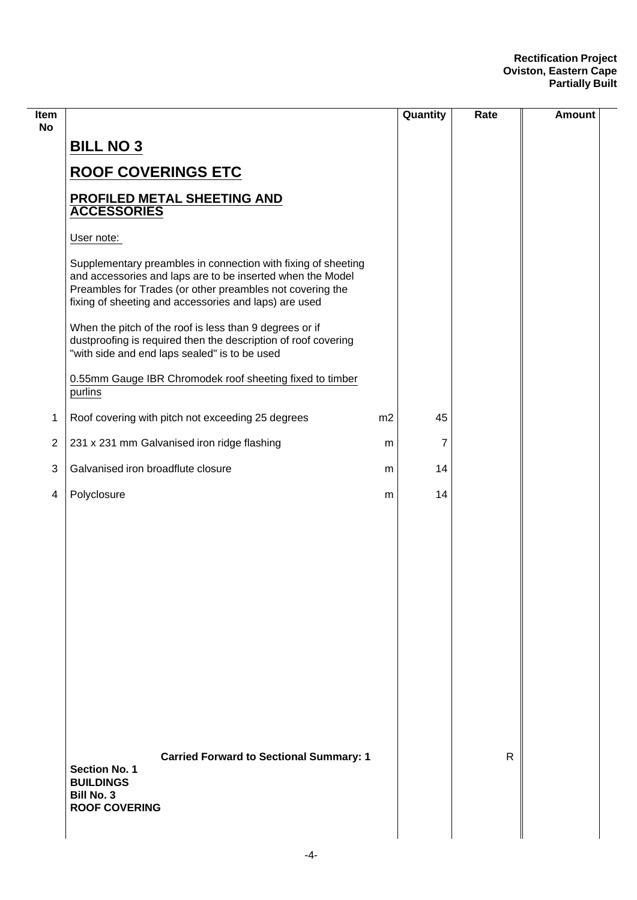| Item No | | | Quantity | Rate | Amount |
|---|---|---|---|---|---|
| | **BILL NO 3** | | | | |
| | **ROOF COVERINGS ETC** | | | | |
| | **PROFILED METAL SHEETING AND ACCESSORIES** | | | | |
| | User note: | | | | |
| | Supplementary preambles in connection with fixing of sheeting and accessories and laps are to be inserted when the Model Preambles for Trades (or other preambles not covering the fixing of sheeting and accessories and laps) are used | | | | |
| | When the pitch of the roof is less than 9 degrees or if dustproofing is required then the description of roof covering "with side and end laps sealed" is to be used | | | | |
| | 0.55mm Gauge IBR Chromodek roof sheeting fixed to timber purlins | | | | |
| 1 | Roof covering with pitch not exceeding 25 degrees | m2 | 45 | | |
| 2 | 231 x 231 mm Galvanised iron ridge flashing | m | 7 | | |
| 3 | Galvanised iron broadflute closure | m | 14 | | |
| 4 | Polyclosure | m | 14 | | |
| | **Carried Forward to Sectional Summary: 1** | | | R | |
| | **Section No. 1**<br>**BUILDINGS**<br>**Bill No. 3**<br>**ROOF COVERING** | | | | |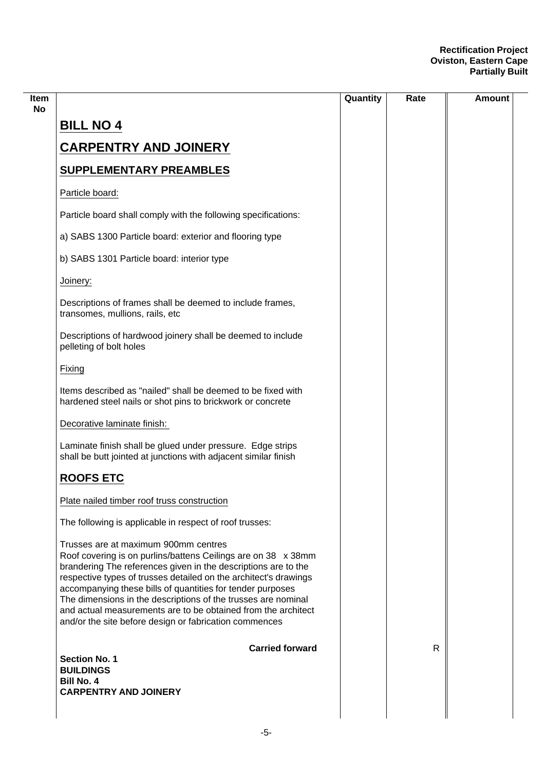| Item No | | Quantity | Rate | Amount |
|---|---|---|---|---|

## BILL NO 4

## CARPENTRY AND JOINERY

## SUPPLEMENTARY PREAMBLES

Particle board:

Particle board shall comply with the following specifications:

a) SABS 1300 Particle board: exterior and flooring type

b) SABS 1301 Particle board: interior type

Joinery:

Descriptions of frames shall be deemed to include frames, transomes, mullions, rails, etc

Descriptions of hardwood joinery shall be deemed to include pelleting of bolt holes

Fixing

Items described as "nailed" shall be deemed to be fixed with hardened steel nails or shot pins to brickwork or concrete

Decorative laminate finish:

Laminate finish shall be glued under pressure. Edge strips shall be butt jointed at junctions with adjacent similar finish

## ROOFS ETC

Plate nailed timber roof truss construction

The following is applicable in respect of roof trusses:

Trusses are at maximum 900mm centres
Roof covering is on purlins/battens Ceilings are on 38 x 38mm brandering The references given in the descriptions are to the respective types of trusses detailed on the architect's drawings accompanying these bills of quantities for tender purposes
The dimensions in the descriptions of the trusses are nominal and actual measurements are to be obtained from the architect and/or the site before design or fabrication commences

| | **Carried forward** | | R | |
|---|---|---|---|---|

**Section No. 1**
**BUILDINGS**
**Bill No. 4**
**CARPENTRY AND JOINERY**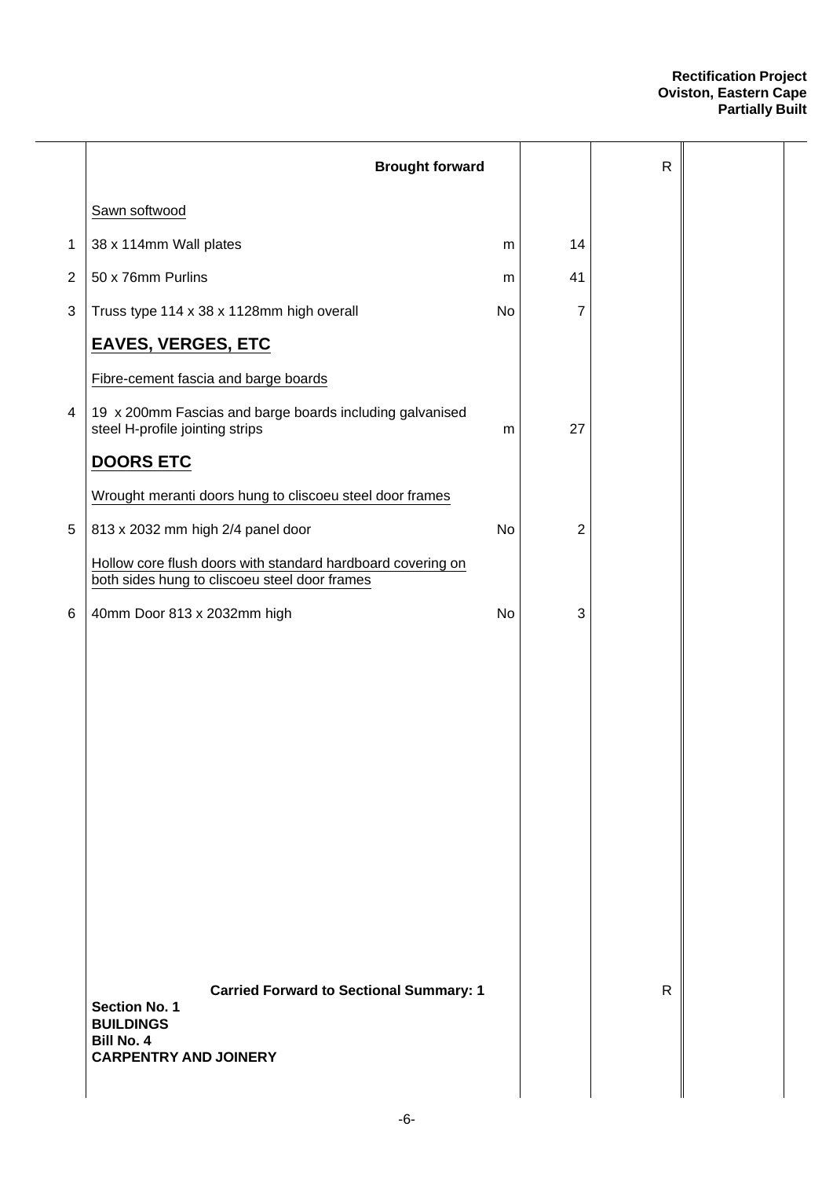| | Description | Unit | Qty | Rate | Amount |
|---|---|---|---|---|---|
| | **Brought forward** | | | R | |
| | Sawn softwood | | | | |
| 1 | 38 x 114mm Wall plates | m | 14 | | |
| 2 | 50 x 76mm Purlins | m | 41 | | |
| 3 | Truss type 114 x 38 x 1128mm high overall | No | 7 | | |
| | **EAVES, VERGES, ETC** | | | | |
| | Fibre-cement fascia and barge boards | | | | |
| 4 | 19 x 200mm Fascias and barge boards including galvanised steel H-profile jointing strips | m | 27 | | |
| | **DOORS ETC** | | | | |
| | Wrought meranti doors hung to cliscoeu steel door frames | | | | |
| 5 | 813 x 2032 mm high 2/4 panel door | No | 2 | | |
| | Hollow core flush doors with standard hardboard covering on both sides hung to cliscoeu steel door frames | | | | |
| 6 | 40mm Door 813 x 2032mm high | No | 3 | | |
| | **Carried Forward to Sectional Summary: 1** | | | R | |

**Section No. 1**
**BUILDINGS**
**Bill No. 4**
**CARPENTRY AND JOINERY**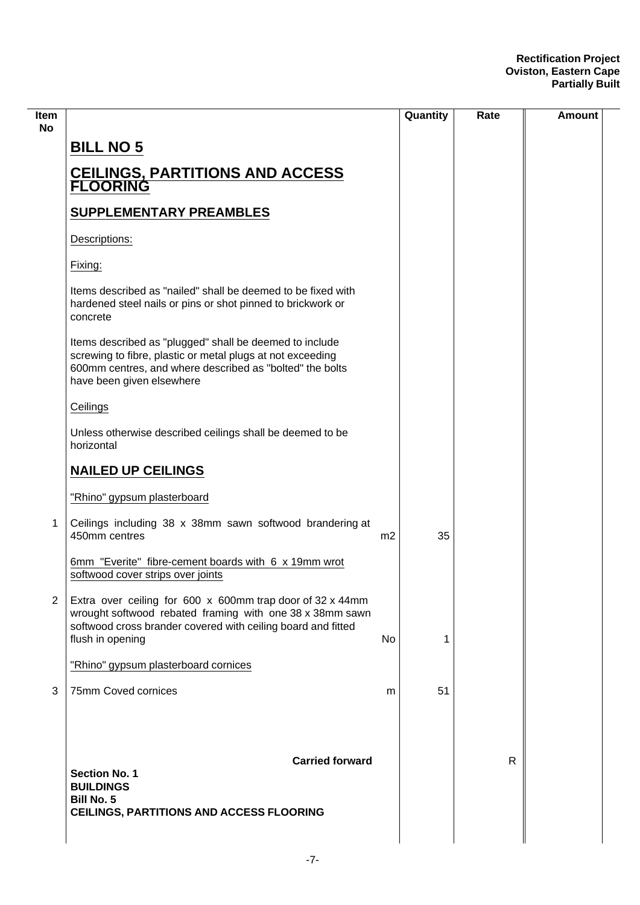| Item No | | | Quantity | Rate | Amount |
|---|---|---|---|---|---|
| | **BILL NO 5** | | | | |
| | **CEILINGS, PARTITIONS AND ACCESS FLOORING** | | | | |
| | **SUPPLEMENTARY PREAMBLES** | | | | |
| | Descriptions: | | | | |
| | Fixing: | | | | |
| | Items described as "nailed" shall be deemed to be fixed with hardened steel nails or pins or shot pinned to brickwork or concrete | | | | |
| | Items described as "plugged" shall be deemed to include screwing to fibre, plastic or metal plugs at not exceeding 600mm centres, and where described as "bolted" the bolts have been given elsewhere | | | | |
| | Ceilings | | | | |
| | Unless otherwise described ceilings shall be deemed to be horizontal | | | | |
| | **NAILED UP CEILINGS** | | | | |
| | "Rhino" gypsum plasterboard | | | | |
| 1 | Ceilings including 38 x 38mm sawn softwood brandering at 450mm centres | m2 | 35 | | |
| | 6mm "Everite" fibre-cement boards with 6 x 19mm wrot softwood cover strips over joints | | | | |
| 2 | Extra over ceiling for 600 x 600mm trap door of 32 x 44mm wrought softwood rebated framing with one 38 x 38mm sawn softwood cross brander covered with ceiling board and fitted flush in opening | No | 1 | | |
| | "Rhino" gypsum plasterboard cornices | | | | |
| 3 | 75mm Coved cornices | m | 51 | | |
| | **Carried forward** | | | R | |
| | **Section No. 1**<br>**BUILDINGS**<br>**Bill No. 5**<br>**CEILINGS, PARTITIONS AND ACCESS FLOORING** | | | | |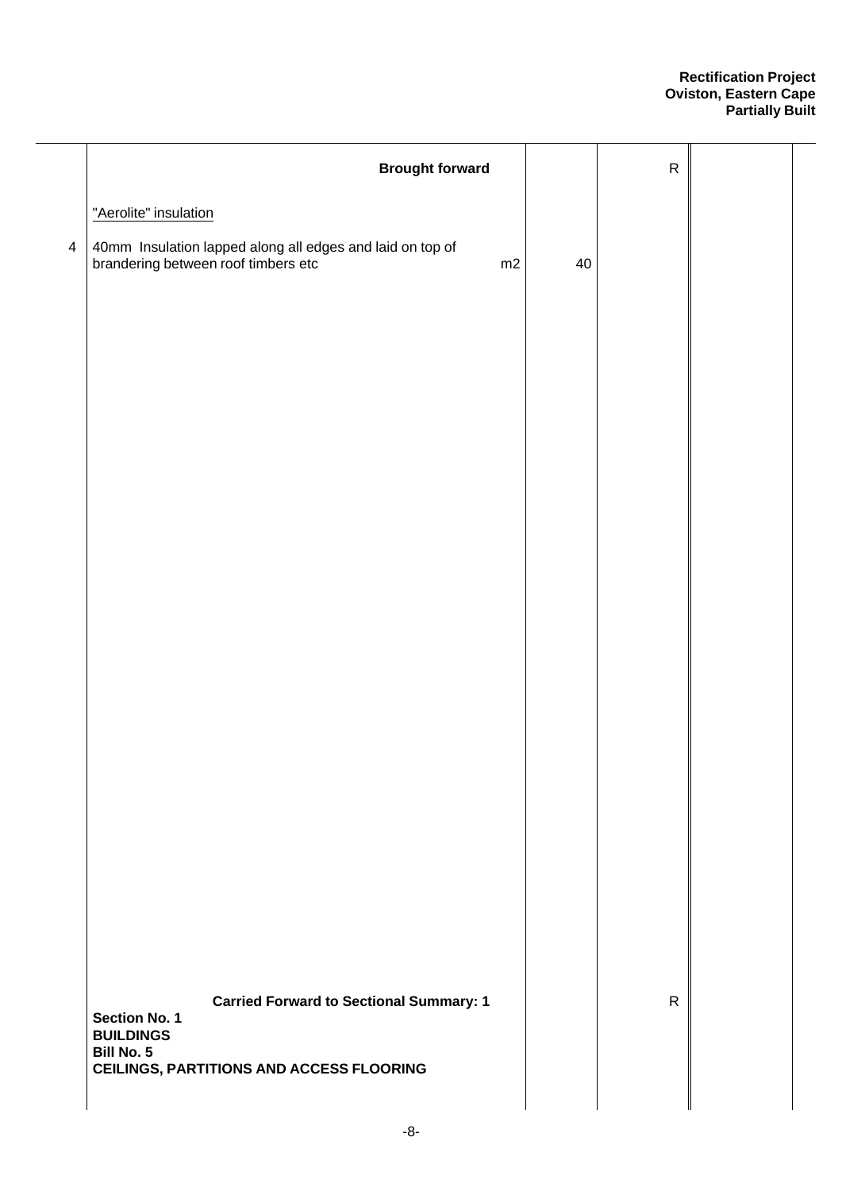| Item | Description | Unit | Qty | Rate | Amount |
|---|---|---|---|---|---|
| | **Brought forward** | | | R | |
| | "Aerolite" insulation | | | | |
| 4 | 40mm Insulation lapped along all edges and laid on top of brandering between roof timbers etc | m2 | 40 | | |
| | **Carried Forward to Sectional Summary: 1** | | | R | |

**Section No. 1**
**BUILDINGS**
**Bill No. 5**
**CEILINGS, PARTITIONS AND ACCESS FLOORING**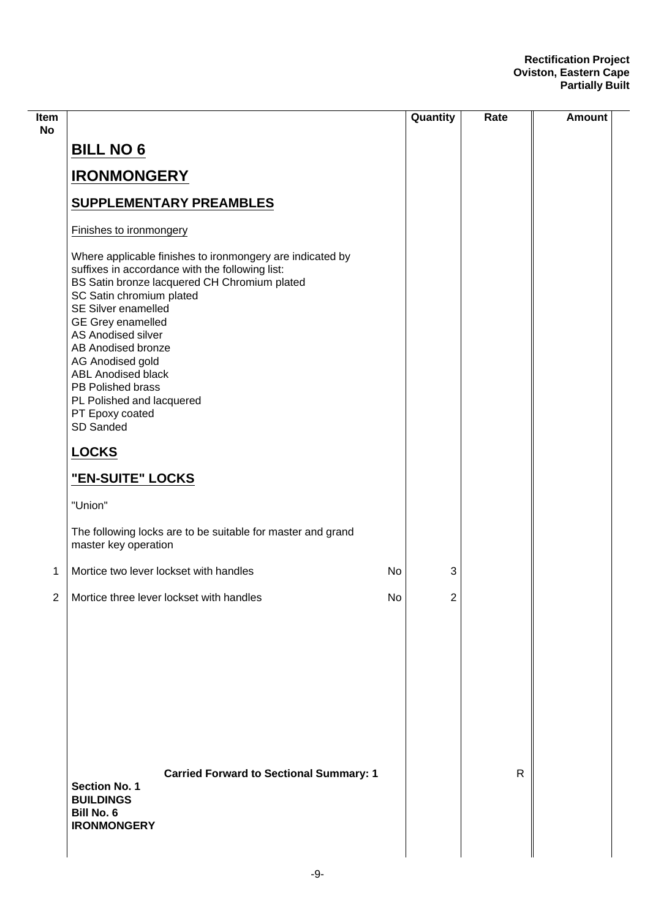**Rectification Project**
**Oviston, Eastern Cape**
**Partially Built**

| Item No | | | Quantity | Rate | Amount |
|---|---|---|---|---|---|
| | **BILL NO 6** | | | | |
| | **IRONMONGERY** | | | | |
| | **SUPPLEMENTARY PREAMBLES** | | | | |
| | Finishes to ironmongery | | | | |
| | Where applicable finishes to ironmongery are indicated by suffixes in accordance with the following list:<br>BS Satin bronze lacquered CH Chromium plated<br>SC Satin chromium plated<br>SE Silver enamelled<br>GE Grey enamelled<br>AS Anodised silver<br>AB Anodised bronze<br>AG Anodised gold<br>ABL Anodised black<br>PB Polished brass<br>PL Polished and lacquered<br>PT Epoxy coated<br>SD Sanded | | | | |
| | **LOCKS** | | | | |
| | **"EN-SUITE" LOCKS** | | | | |
| | "Union" | | | | |
| | The following locks are to be suitable for master and grand master key operation | | | | |
| 1 | Mortice two lever lockset with handles | No | 3 | | |
| 2 | Mortice three lever lockset with handles | No | 2 | | |
| | **Carried Forward to Sectional Summary: 1** | | | R | |
| | **Section No. 1**<br>**BUILDINGS**<br>**Bill No. 6**<br>**IRONMONGERY** | | | | |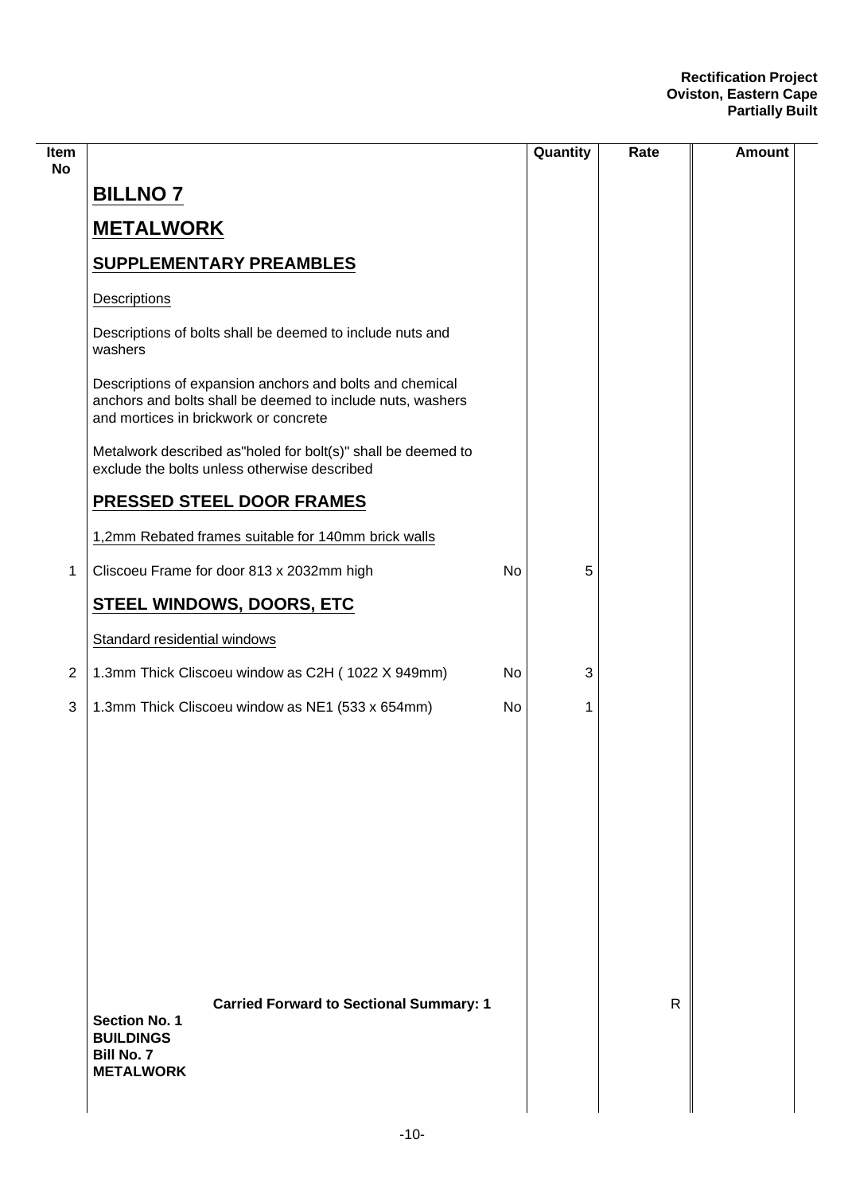| Item No | | | Quantity | Rate | Amount |
|---|---|---|---|---|---|
| | **BILLNO 7** | | | | |
| | **METALWORK** | | | | |
| | **SUPPLEMENTARY PREAMBLES** | | | | |
| | Descriptions | | | | |
| | Descriptions of bolts shall be deemed to include nuts and washers | | | | |
| | Descriptions of expansion anchors and bolts and chemical anchors and bolts shall be deemed to include nuts, washers and mortices in brickwork or concrete | | | | |
| | Metalwork described as"holed for bolt(s)" shall be deemed to exclude the bolts unless otherwise described | | | | |
| | **PRESSED STEEL DOOR FRAMES** | | | | |
| | 1,2mm Rebated frames suitable for 140mm brick walls | | | | |
| 1 | Cliscoeu Frame for door 813 x 2032mm high | No | 5 | | |
| | **STEEL WINDOWS, DOORS, ETC** | | | | |
| | Standard residential windows | | | | |
| 2 | 1.3mm Thick Cliscoeu window as C2H ( 1022 X 949mm) | No | 3 | | |
| 3 | 1.3mm Thick Cliscoeu window as NE1 (533 x 654mm) | No | 1 | | |
| | **Carried Forward to Sectional Summary: 1** | | | R | |
| | **Section No. 1**<br>**BUILDINGS**<br>**Bill No. 7**<br>**METALWORK** | | | | |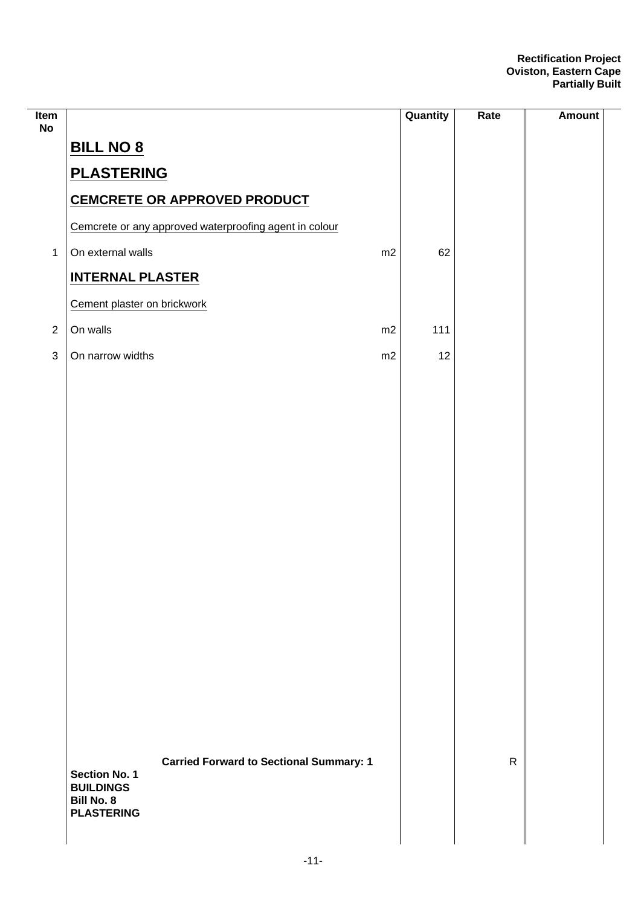| Item No | | Unit | Quantity | Rate | Amount |
|---|---|---|---|---|---|
| | **BILL NO 8** | | | | |
| | **PLASTERING** | | | | |
| | **CEMCRETE OR APPROVED PRODUCT** | | | | |
| | Cemcrete or any approved waterproofing agent in colour | | | | |
| 1 | On external walls | m2 | 62 | | |
| | **INTERNAL PLASTER** | | | | |
| | Cement plaster on brickwork | | | | |
| 2 | On walls | m2 | 111 | | |
| 3 | On narrow widths | m2 | 12 | | |
| | **Carried Forward to Sectional Summary: 1** | | | R | |
| | **Section No. 1**<br>**BUILDINGS**<br>**Bill No. 8**<br>**PLASTERING** | | | | |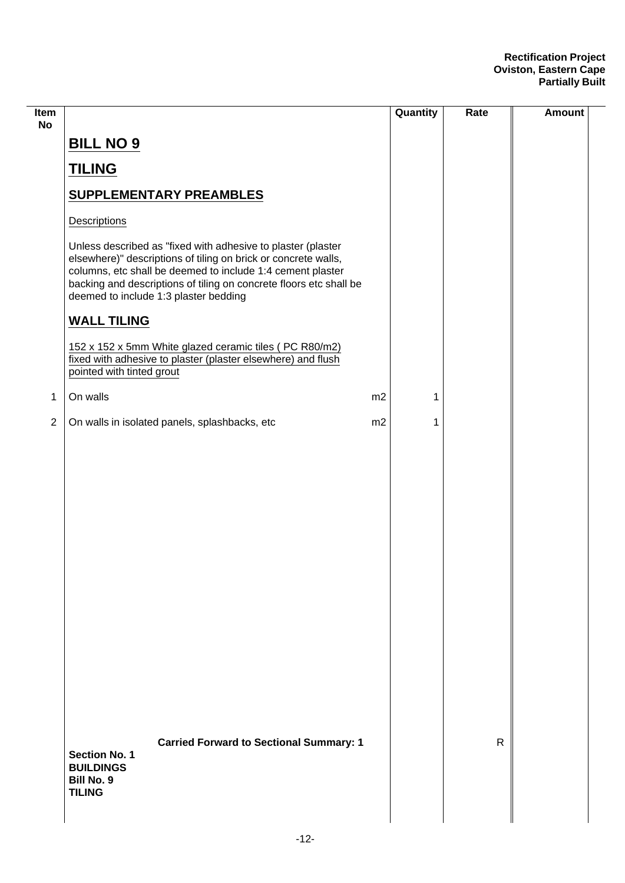| Item No | | | Quantity | Rate | Amount |
|---|---|---|---|---|---|
| | **BILL NO 9** | | | | |
| | **TILING** | | | | |
| | **SUPPLEMENTARY PREAMBLES** | | | | |
| | Descriptions | | | | |
| | Unless described as "fixed with adhesive to plaster (plaster elsewhere)" descriptions of tiling on brick or concrete walls, columns, etc shall be deemed to include 1:4 cement plaster backing and descriptions of tiling on concrete floors etc shall be deemed to include 1:3 plaster bedding | | | | |
| | **WALL TILING** | | | | |
| | 152 x 152 x 5mm White glazed ceramic tiles ( PC R80/m2) fixed with adhesive to plaster (plaster elsewhere) and flush pointed with tinted grout | | | | |
| 1 | On walls | m2 | 1 | | |
| 2 | On walls in isolated panels, splashbacks, etc | m2 | 1 | | |
| | **Carried Forward to Sectional Summary: 1** | | | R | |
| | **Section No. 1**<br>**BUILDINGS**<br>**Bill No. 9**<br>**TILING** | | | | |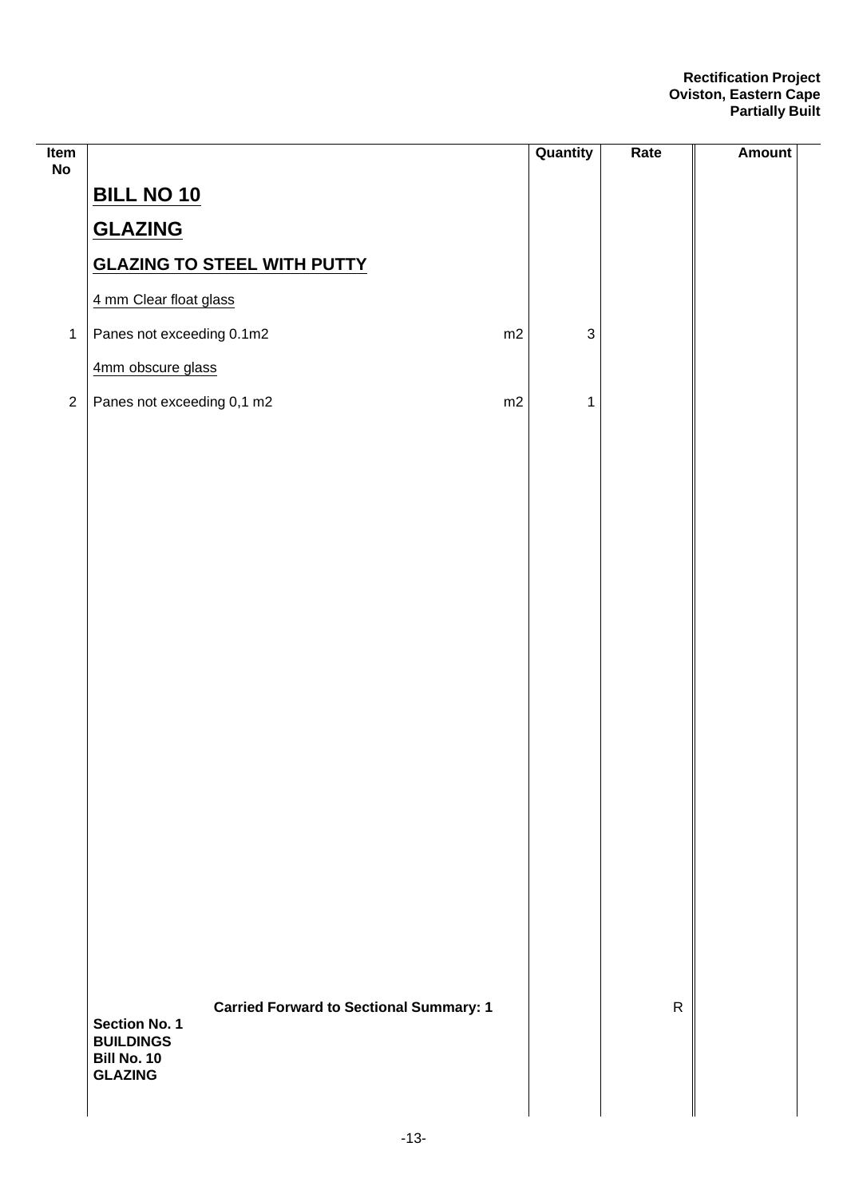| Item No | | | Quantity | Rate | Amount |
|---|---|---|---|---|---|
| | **BILL NO 10** | | | | |
| | **GLAZING** | | | | |
| | **GLAZING TO STEEL WITH PUTTY** | | | | |
| | 4 mm Clear float glass | | | | |
| 1 | Panes not exceeding 0.1m2 | m2 | 3 | | |
| | 4mm obscure glass | | | | |
| 2 | Panes not exceeding 0,1 m2 | m2 | 1 | | |
| | **Carried Forward to Sectional Summary: 1** | | | R | |

**Section No. 1**
**BUILDINGS**
**Bill No. 10**
**GLAZING**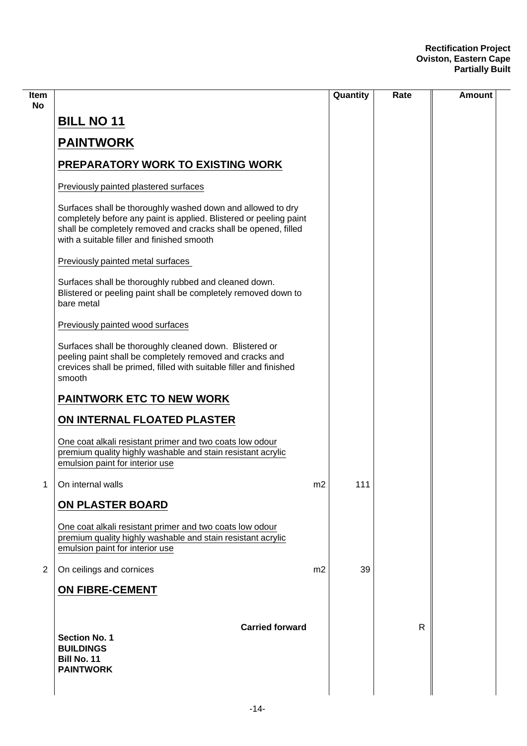| Item No | | | Quantity | Rate | Amount |
|---|---|---|---|---|---|
| | **BILL NO 11** | | | | |
| | **PAINTWORK** | | | | |
| | **PREPARATORY WORK TO EXISTING WORK** | | | | |
| | Previously painted plastered surfaces | | | | |
| | Surfaces shall be thoroughly washed down and allowed to dry completely before any paint is applied. Blistered or peeling paint shall be completely removed and cracks shall be opened, filled with a suitable filler and finished smooth | | | | |
| | Previously painted metal surfaces | | | | |
| | Surfaces shall be thoroughly rubbed and cleaned down. Blistered or peeling paint shall be completely removed down to bare metal | | | | |
| | Previously painted wood surfaces | | | | |
| | Surfaces shall be thoroughly cleaned down. Blistered or peeling paint shall be completely removed and cracks and crevices shall be primed, filled with suitable filler and finished smooth | | | | |
| | **PAINTWORK ETC TO NEW WORK** | | | | |
| | **ON INTERNAL FLOATED PLASTER** | | | | |
| | One coat alkali resistant primer and two coats low odour premium quality highly washable and stain resistant acrylic emulsion paint for interior use | | | | |
| 1 | On internal walls | m2 | 111 | | |
| | **ON PLASTER BOARD** | | | | |
| | One coat alkali resistant primer and two coats low odour premium quality highly washable and stain resistant acrylic emulsion paint for interior use | | | | |
| 2 | On ceilings and cornices | m2 | 39 | | |
| | **ON FIBRE-CEMENT** | | | | |
| | **Carried forward** | | | R | |

**Section No. 1**
**BUILDINGS**
**Bill No. 11**
**PAINTWORK**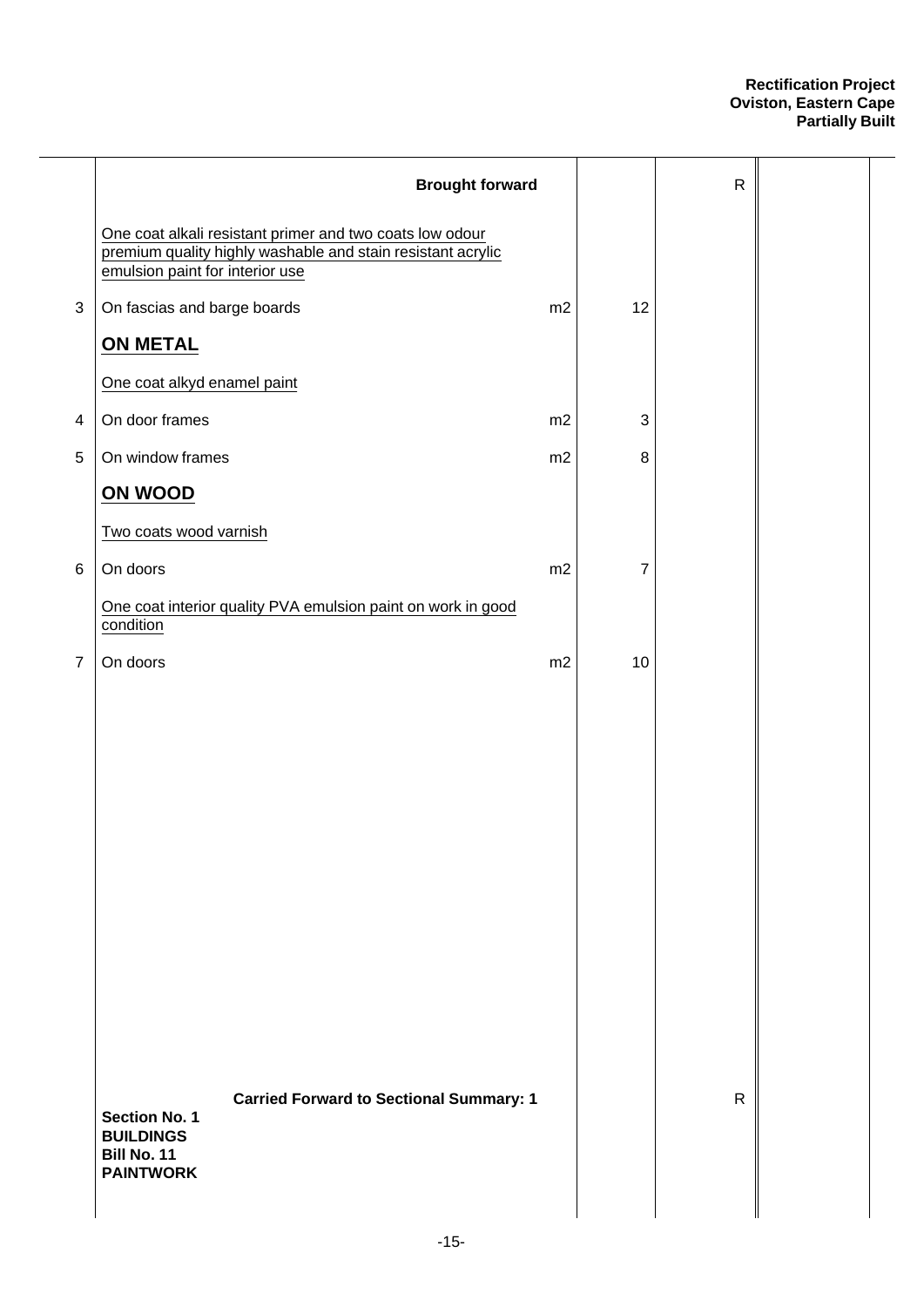| | | | | | |
|---|---|---|---|---|---|
| | **Brought forward** | | | R | |
| | One coat alkali resistant primer and two coats low odour premium quality highly washable and stain resistant acrylic emulsion paint for interior use | | | | |
| 3 | On fascias and barge boards | m2 | 12 | | |
| | **ON METAL** | | | | |
| | One coat alkyd enamel paint | | | | |
| 4 | On door frames | m2 | 3 | | |
| 5 | On window frames | m2 | 8 | | |
| | **ON WOOD** | | | | |
| | Two coats wood varnish | | | | |
| 6 | On doors | m2 | 7 | | |
| | One coat interior quality PVA emulsion paint on work in good condition | | | | |
| 7 | On doors | m2 | 10 | | |
| | **Carried Forward to Sectional Summary: 1** | | | R | |

**Section No. 1**
**BUILDINGS**
**Bill No. 11**
**PAINTWORK**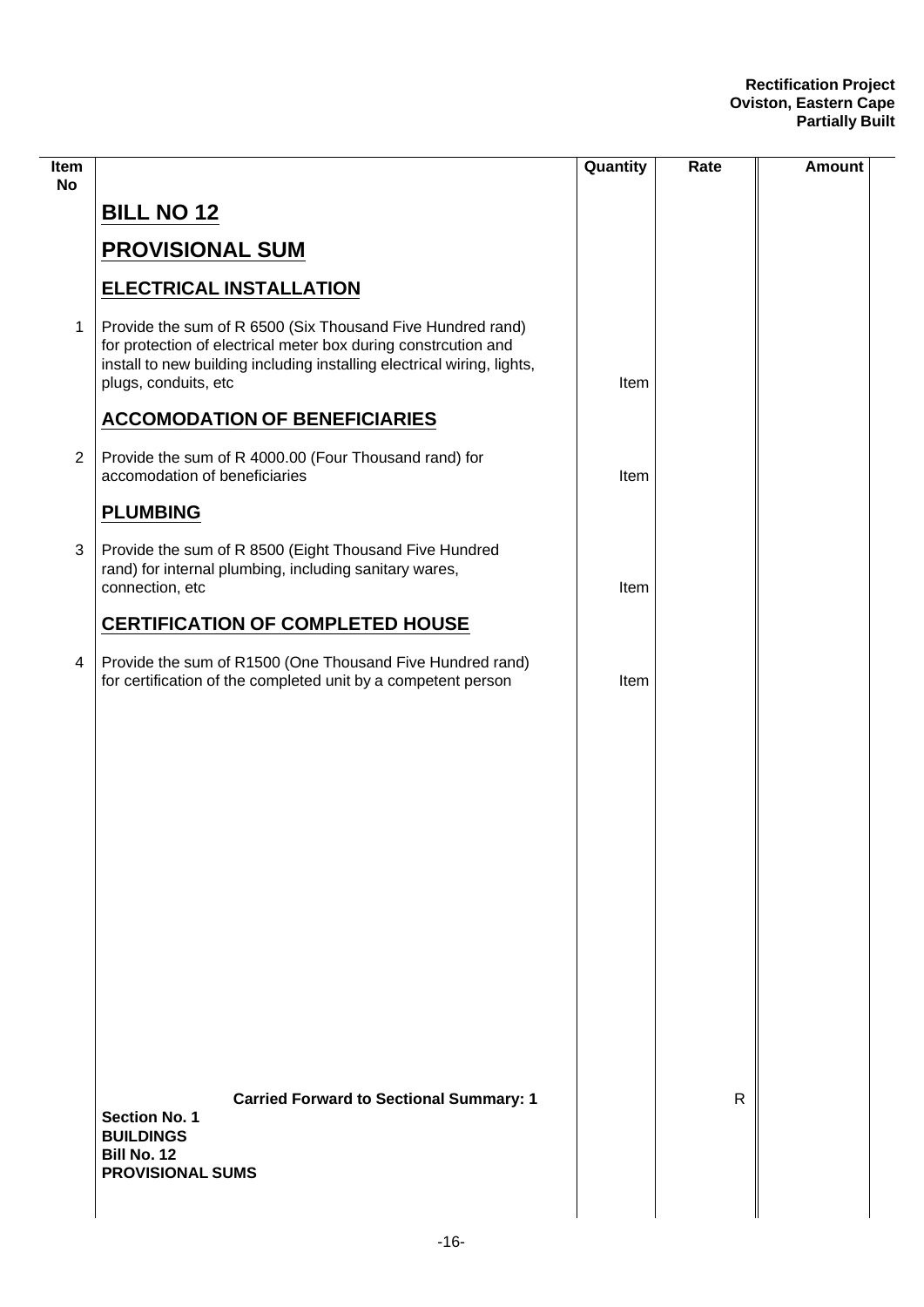| Item No | | Quantity | Rate | Amount |
|---|---|---|---|---|
| | **BILL NO 12** | | | |
| | **PROVISIONAL SUM** | | | |
| | **ELECTRICAL INSTALLATION** | | | |
| 1 | Provide the sum of R 6500 (Six Thousand Five Hundred rand) for protection of electrical meter box during constrcution and install to new building including installing electrical wiring, lights, plugs, conduits, etc | Item | | |
| | **ACCOMODATION OF BENEFICIARIES** | | | |
| 2 | Provide the sum of R 4000.00 (Four Thousand rand) for accomodation of beneficiaries | Item | | |
| | **PLUMBING** | | | |
| 3 | Provide the sum of R 8500 (Eight Thousand Five Hundred rand) for internal plumbing, including sanitary wares, connection, etc | Item | | |
| | **CERTIFICATION OF COMPLETED HOUSE** | | | |
| 4 | Provide the sum of R1500 (One Thousand Five Hundred rand) for certification of the completed unit by a competent person | Item | | |
| | **Carried Forward to Sectional Summary: 1** | | R | |
| | **Section No. 1**<br>**BUILDINGS**<br>**Bill No. 12**<br>**PROVISIONAL SUMS** | | | |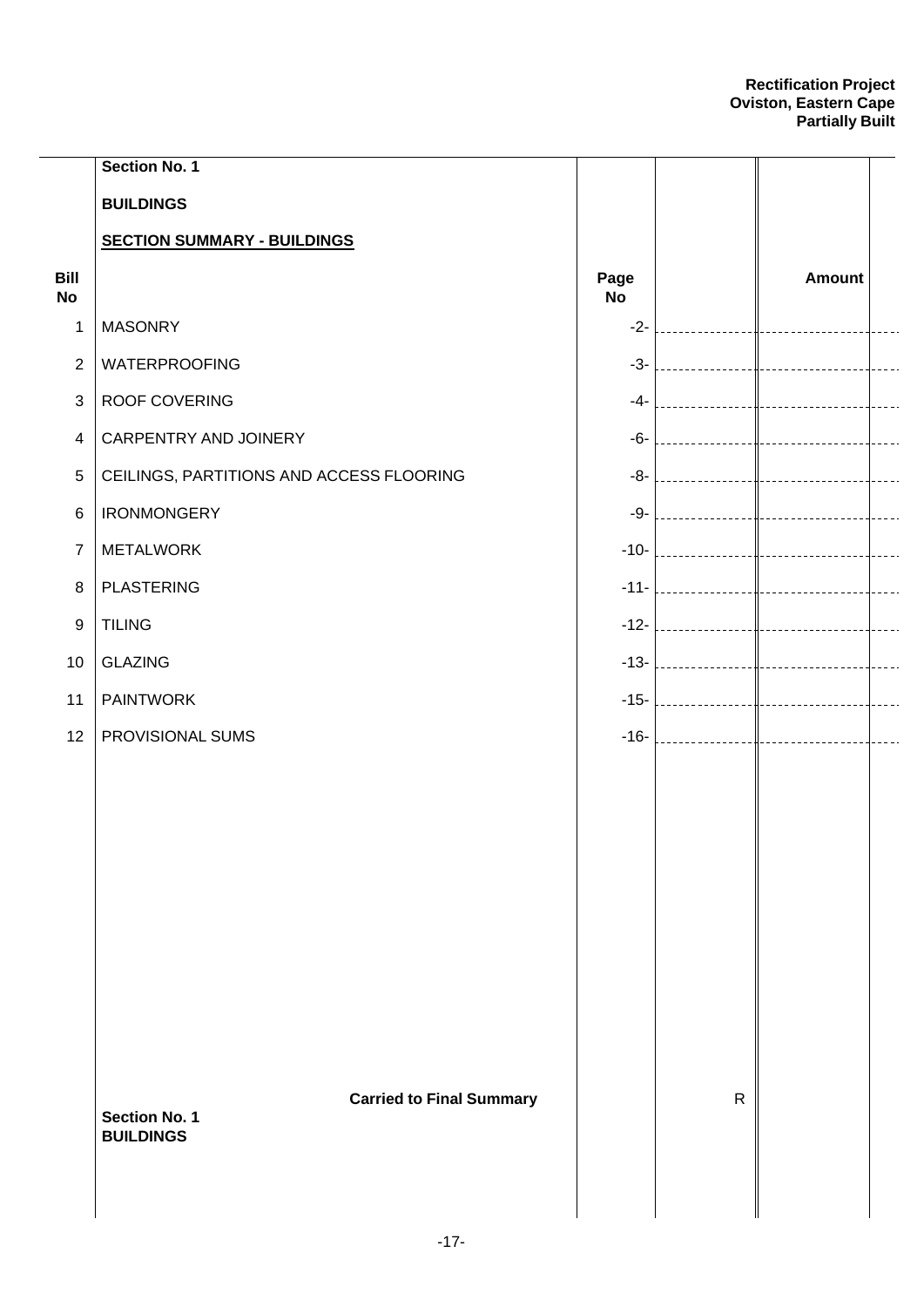**Section No. 1**

**BUILDINGS**

**SECTION SUMMARY - BUILDINGS**

| Bill No | | Page No | | Amount |
|---|---|---|---|---|
| 1 | MASONRY | -2- | | |
| 2 | WATERPROOFING | -3- | | |
| 3 | ROOF COVERING | -4- | | |
| 4 | CARPENTRY AND JOINERY | -6- | | |
| 5 | CEILINGS, PARTITIONS AND ACCESS FLOORING | -8- | | |
| 6 | IRONMONGERY | -9- | | |
| 7 | METALWORK | -10- | | |
| 8 | PLASTERING | -11- | | |
| 9 | TILING | -12- | | |
| 10 | GLAZING | -13- | | |
| 11 | PAINTWORK | -15- | | |
| 12 | PROVISIONAL SUMS | -16- | | |
| | **Carried to Final Summary** | | R | |
| | **Section No. 1**<br>**BUILDINGS** | | | |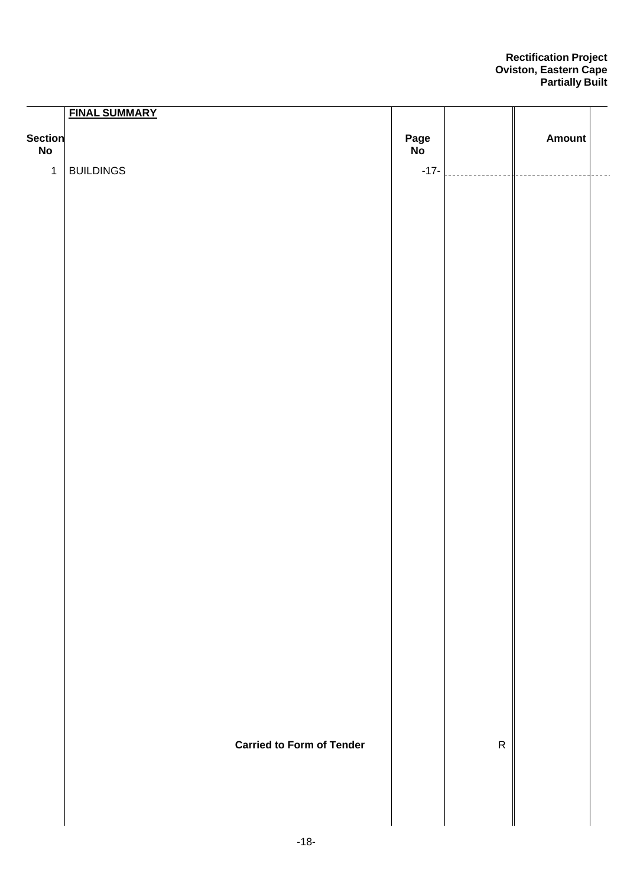## FINAL SUMMARY

| Section No | | Page No | | Amount |
|---|---|---|---|---|
| 1 | BUILDINGS | -17- | | |
| | **Carried to Form of Tender** | | R | |